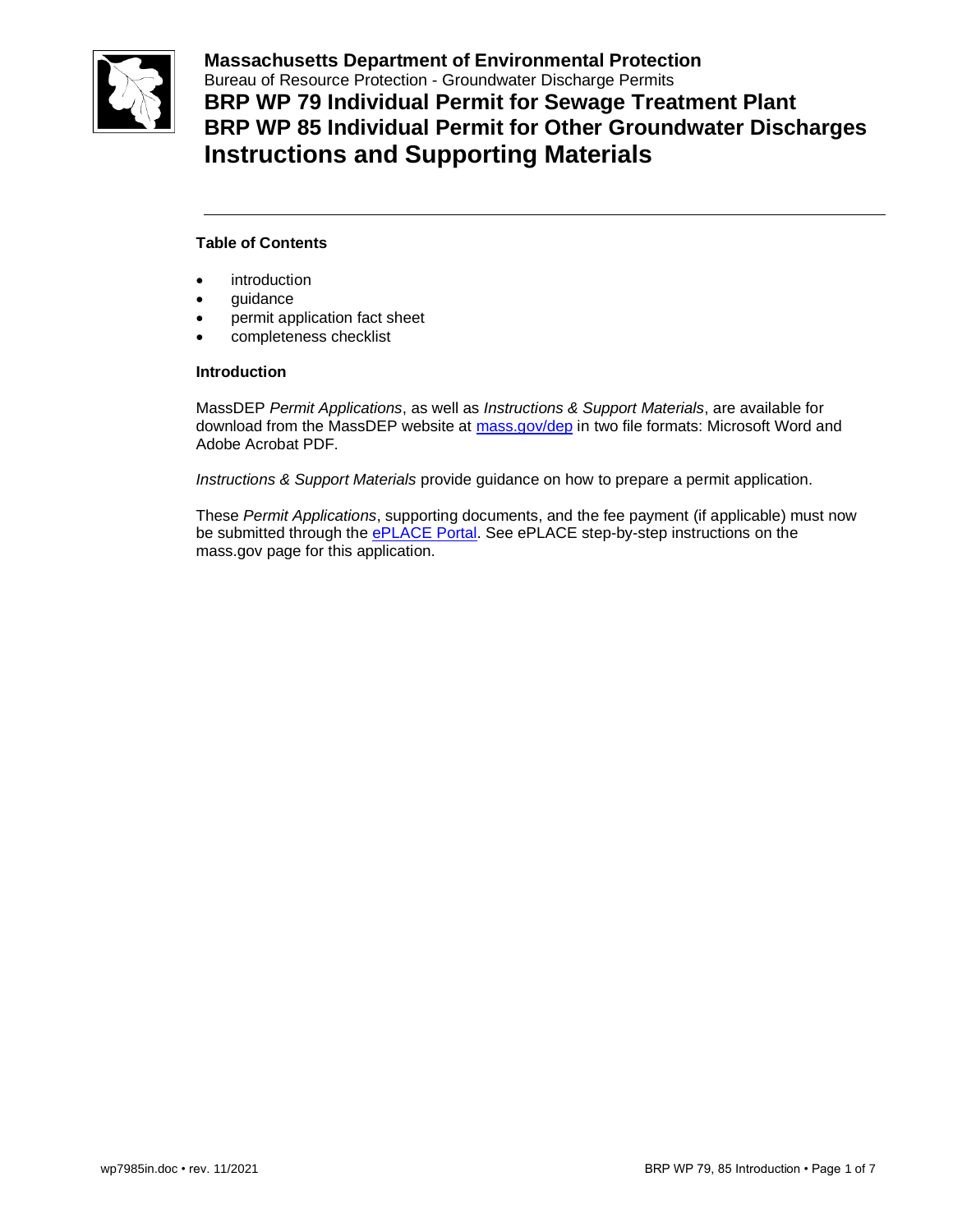**Massachusetts Department of Environmental Protection**
Bureau of Resource Protection - Groundwater Discharge Permits

# BRP WP 79 Individual Permit for Sewage Treatment Plant
# BRP WP 85 Individual Permit for Other Groundwater Discharges
# Instructions and Supporting Materials

---

**Table of Contents**

- introduction
- guidance
- permit application fact sheet
- completeness checklist

**Introduction**

MassDEP *Permit Applications*, as well as *Instructions & Support Materials*, are available for download from the MassDEP website at [mass.gov/dep](mass.gov/dep) in two file formats: Microsoft Word and Adobe Acrobat PDF.

*Instructions & Support Materials* provide guidance on how to prepare a permit application.

These *Permit Applications*, supporting documents, and the fee payment (if applicable) must now be submitted through the [ePLACE Portal](ePLACE Portal). See ePLACE step-by-step instructions on the mass.gov page for this application.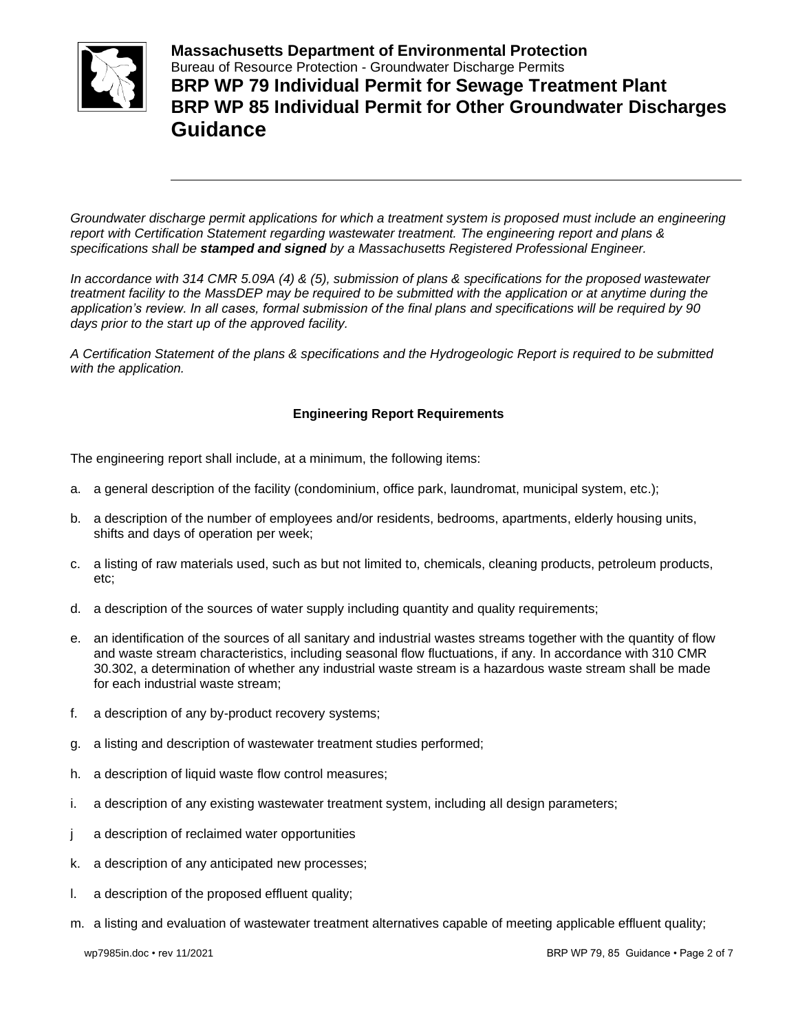Groundwater discharge permit applications for which a treatment system is proposed must include an engineering report with Certification Statement regarding wastewater treatment. The engineering report and plans & specifications shall be ***stamped and signed*** by a Massachusetts Registered Professional Engineer.

*In accordance with 314 CMR 5.09A (4) & (5), submission of plans & specifications for the proposed wastewater treatment facility to the MassDEP may be required to be submitted with the application or at anytime during the application's review. In all cases, formal submission of the final plans and specifications will be required by 90 days prior to the start up of the approved facility.*

*A Certification Statement of the plans & specifications and the Hydrogeologic Report is required to be submitted with the application.*

**Engineering Report Requirements**

The engineering report shall include, at a minimum, the following items:

a. a general description of the facility (condominium, office park, laundromat, municipal system, etc.);

b. a description of the number of employees and/or residents, bedrooms, apartments, elderly housing units, shifts and days of operation per week;

c. a listing of raw materials used, such as but not limited to, chemicals, cleaning products, petroleum products, etc;

d. a description of the sources of water supply including quantity and quality requirements;

e. an identification of the sources of all sanitary and industrial wastes streams together with the quantity of flow and waste stream characteristics, including seasonal flow fluctuations, if any. In accordance with 310 CMR 30.302, a determination of whether any industrial waste stream is a hazardous waste stream shall be made for each industrial waste stream;

f. a description of any by-product recovery systems;

g. a listing and description of wastewater treatment studies performed;

h. a description of liquid waste flow control measures;

i. a description of any existing wastewater treatment system, including all design parameters;

j a description of reclaimed water opportunities

k. a description of any anticipated new processes;

l. a description of the proposed effluent quality;

m. a listing and evaluation of wastewater treatment alternatives capable of meeting applicable effluent quality;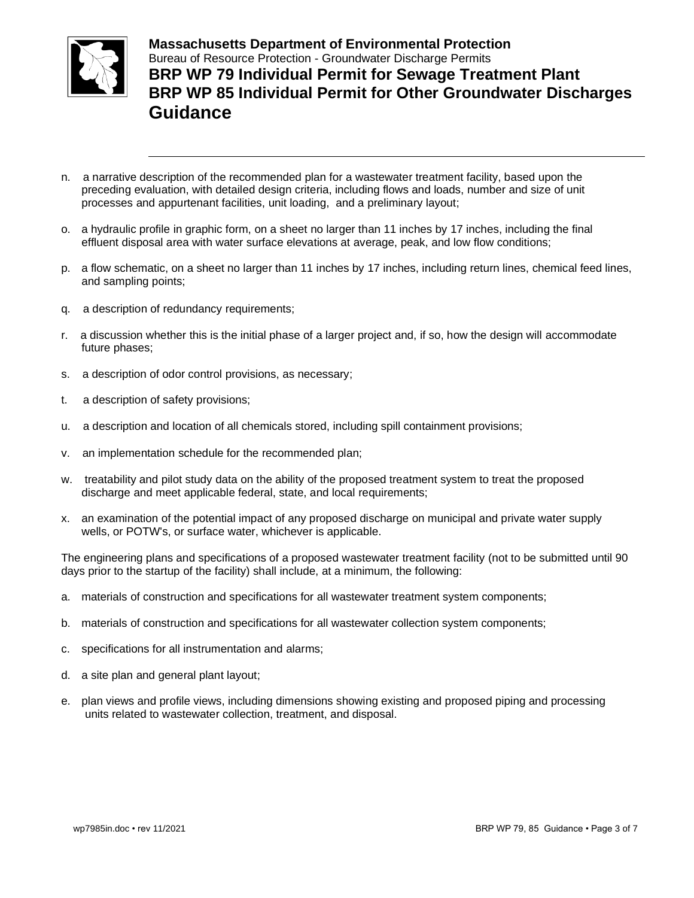n. a narrative description of the recommended plan for a wastewater treatment facility, based upon the preceding evaluation, with detailed design criteria, including flows and loads, number and size of unit processes and appurtenant facilities, unit loading, and a preliminary layout;

o. a hydraulic profile in graphic form, on a sheet no larger than 11 inches by 17 inches, including the final effluent disposal area with water surface elevations at average, peak, and low flow conditions;

p. a flow schematic, on a sheet no larger than 11 inches by 17 inches, including return lines, chemical feed lines, and sampling points;

q. a description of redundancy requirements;

r. a discussion whether this is the initial phase of a larger project and, if so, how the design will accommodate future phases;

s. a description of odor control provisions, as necessary;

t. a description of safety provisions;

u. a description and location of all chemicals stored, including spill containment provisions;

v. an implementation schedule for the recommended plan;

w. treatability and pilot study data on the ability of the proposed treatment system to treat the proposed discharge and meet applicable federal, state, and local requirements;

x. an examination of the potential impact of any proposed discharge on municipal and private water supply wells, or POTW's, or surface water, whichever is applicable.

The engineering plans and specifications of a proposed wastewater treatment facility (not to be submitted until 90 days prior to the startup of the facility) shall include, at a minimum, the following:

a. materials of construction and specifications for all wastewater treatment system components;

b. materials of construction and specifications for all wastewater collection system components;

c. specifications for all instrumentation and alarms;

d. a site plan and general plant layout;

e. plan views and profile views, including dimensions showing existing and proposed piping and processing units related to wastewater collection, treatment, and disposal.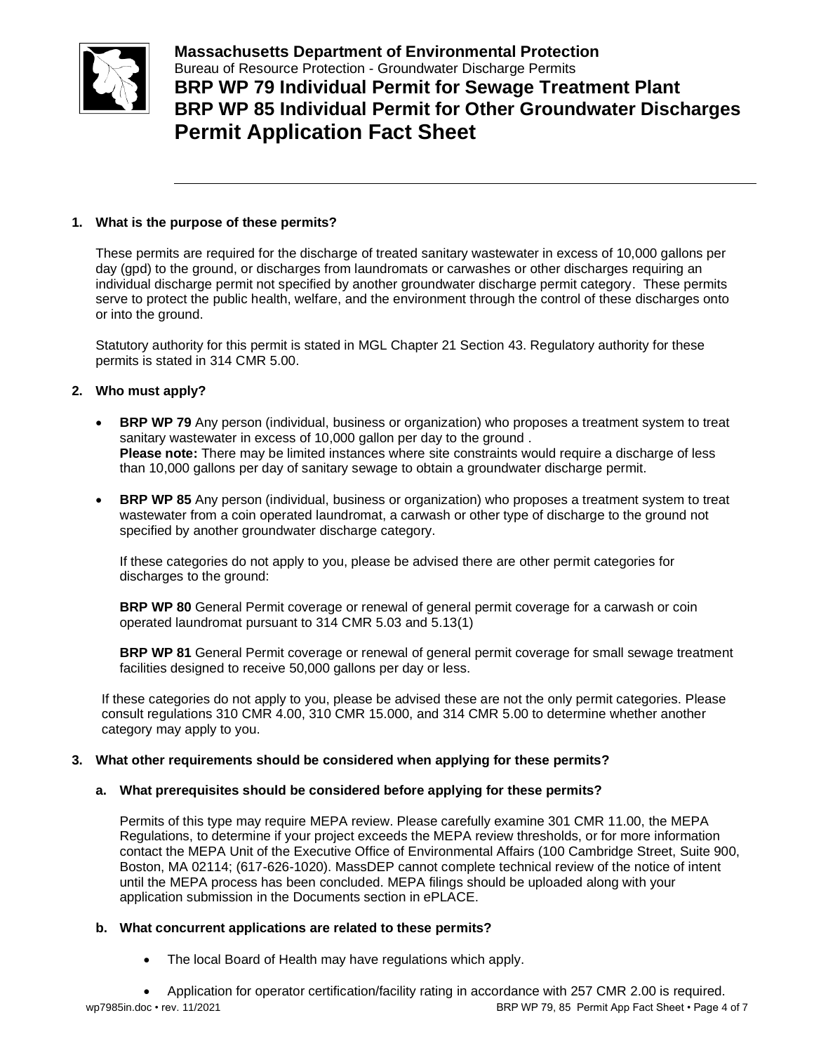**Massachusetts Department of Environmental Protection**
Bureau of Resource Protection - Groundwater Discharge Permits

# BRP WP 79 Individual Permit for Sewage Treatment Plant
# BRP WP 85 Individual Permit for Other Groundwater Discharges
# Permit Application Fact Sheet

---

**1. What is the purpose of these permits?**

These permits are required for the discharge of treated sanitary wastewater in excess of 10,000 gallons per day (gpd) to the ground, or discharges from laundromats or carwashes or other discharges requiring an individual discharge permit not specified by another groundwater discharge permit category. These permits serve to protect the public health, welfare, and the environment through the control of these discharges onto or into the ground.

Statutory authority for this permit is stated in MGL Chapter 21 Section 43. Regulatory authority for these permits is stated in 314 CMR 5.00.

**2. Who must apply?**

- **BRP WP 79** Any person (individual, business or organization) who proposes a treatment system to treat sanitary wastewater in excess of 10,000 gallon per day to the ground .
  **Please note:** There may be limited instances where site constraints would require a discharge of less than 10,000 gallons per day of sanitary sewage to obtain a groundwater discharge permit.

- **BRP WP 85** Any person (individual, business or organization) who proposes a treatment system to treat wastewater from a coin operated laundromat, a carwash or other type of discharge to the ground not specified by another groundwater discharge category.

  If these categories do not apply to you, please be advised there are other permit categories for discharges to the ground:

  **BRP WP 80** General Permit coverage or renewal of general permit coverage for a carwash or coin operated laundromat pursuant to 314 CMR 5.03 and 5.13(1)

  **BRP WP 81** General Permit coverage or renewal of general permit coverage for small sewage treatment facilities designed to receive 50,000 gallons per day or less.

If these categories do not apply to you, please be advised these are not the only permit categories. Please consult regulations 310 CMR 4.00, 310 CMR 15.000, and 314 CMR 5.00 to determine whether another category may apply to you.

**3. What other requirements should be considered when applying for these permits?**

**a. What prerequisites should be considered before applying for these permits?**

Permits of this type may require MEPA review. Please carefully examine 301 CMR 11.00, the MEPA Regulations, to determine if your project exceeds the MEPA review thresholds, or for more information contact the MEPA Unit of the Executive Office of Environmental Affairs (100 Cambridge Street, Suite 900, Boston, MA 02114; (617-626-1020). MassDEP cannot complete technical review of the notice of intent until the MEPA process has been concluded. MEPA filings should be uploaded along with your application submission in the Documents section in ePLACE.

**b. What concurrent applications are related to these permits?**

- The local Board of Health may have regulations which apply.
- Application for operator certification/facility rating in accordance with 257 CMR 2.00 is required.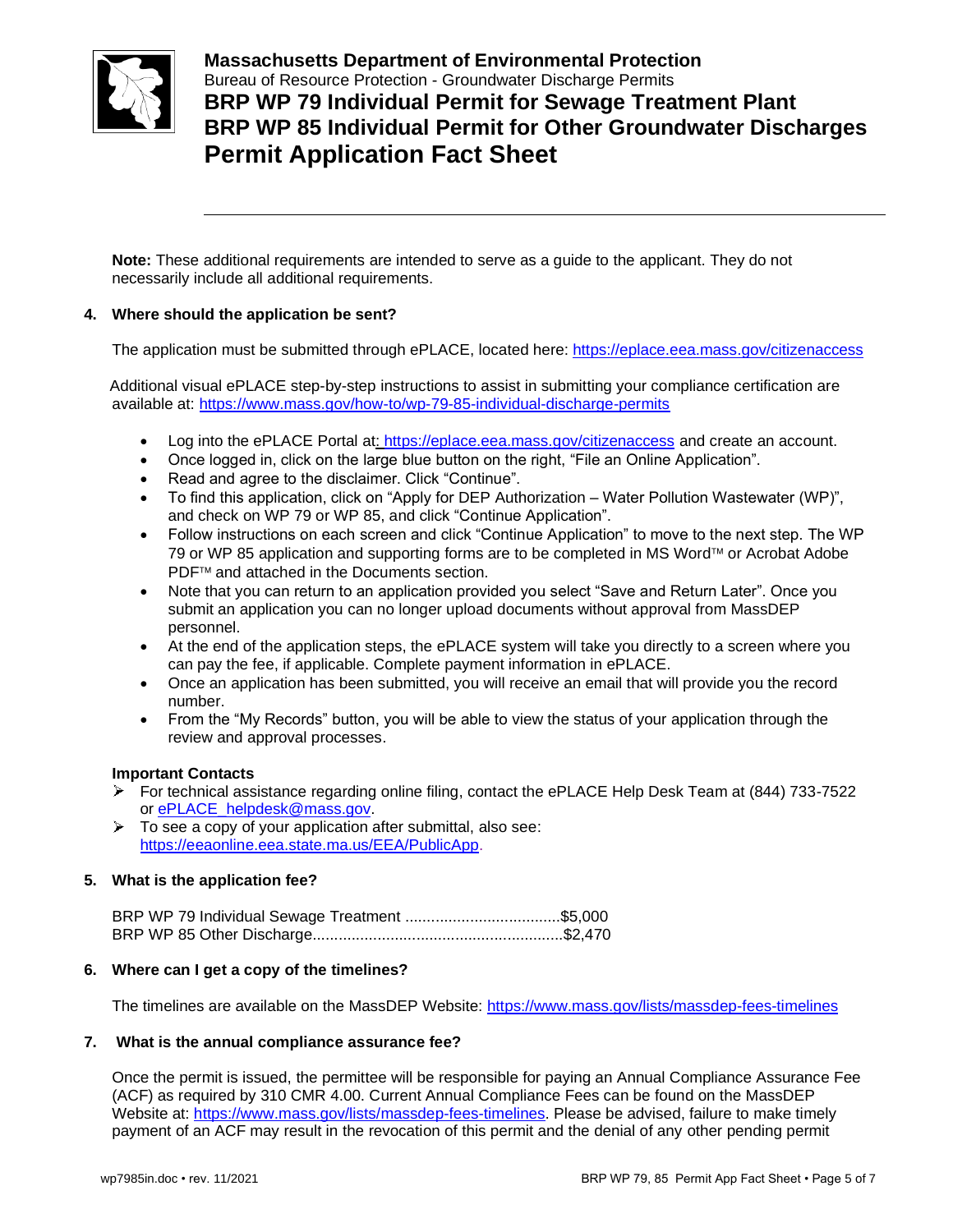**Massachusetts Department of Environmental Protection**
Bureau of Resource Protection - Groundwater Discharge Permits

# BRP WP 79 Individual Permit for Sewage Treatment Plant
# BRP WP 85 Individual Permit for Other Groundwater Discharges
# Permit Application Fact Sheet

---

**Note:** These additional requirements are intended to serve as a guide to the applicant. They do not necessarily include all additional requirements.

### 4. Where should the application be sent?

The application must be submitted through ePLACE, located here: https://eplace.eea.mass.gov/citizenaccess

Additional visual ePLACE step-by-step instructions to assist in submitting your compliance certification are available at: https://www.mass.gov/how-to/wp-79-85-individual-discharge-permits

- Log into the ePLACE Portal at: https://eplace.eea.mass.gov/citizenaccess and create an account.
- Once logged in, click on the large blue button on the right, "File an Online Application".
- Read and agree to the disclaimer. Click "Continue".
- To find this application, click on "Apply for DEP Authorization – Water Pollution Wastewater (WP)", and check on WP 79 or WP 85, and click "Continue Application".
- Follow instructions on each screen and click "Continue Application" to move to the next step. The WP 79 or WP 85 application and supporting forms are to be completed in MS Word™ or Acrobat Adobe PDF™ and attached in the Documents section.
- Note that you can return to an application provided you select "Save and Return Later". Once you submit an application you can no longer upload documents without approval from MassDEP personnel.
- At the end of the application steps, the ePLACE system will take you directly to a screen where you can pay the fee, if applicable. Complete payment information in ePLACE.
- Once an application has been submitted, you will receive an email that will provide you the record number.
- From the "My Records" button, you will be able to view the status of your application through the review and approval processes.

**Important Contacts**

- For technical assistance regarding online filing, contact the ePLACE Help Desk Team at (844) 733-7522 or ePLACE_helpdesk@mass.gov.
- To see a copy of your application after submittal, also see: https://eeaonline.eea.state.ma.us/EEA/PublicApp.

### 5. What is the application fee?

BRP WP 79 Individual Sewage Treatment ....................................$5,000
BRP WP 85 Other Discharge..........................................................$2,470

### 6. Where can I get a copy of the timelines?

The timelines are available on the MassDEP Website: https://www.mass.gov/lists/massdep-fees-timelines

### 7. What is the annual compliance assurance fee?

Once the permit is issued, the permittee will be responsible for paying an Annual Compliance Assurance Fee (ACF) as required by 310 CMR 4.00. Current Annual Compliance Fees can be found on the MassDEP Website at: https://www.mass.gov/lists/massdep-fees-timelines. Please be advised, failure to make timely payment of an ACF may result in the revocation of this permit and the denial of any other pending permit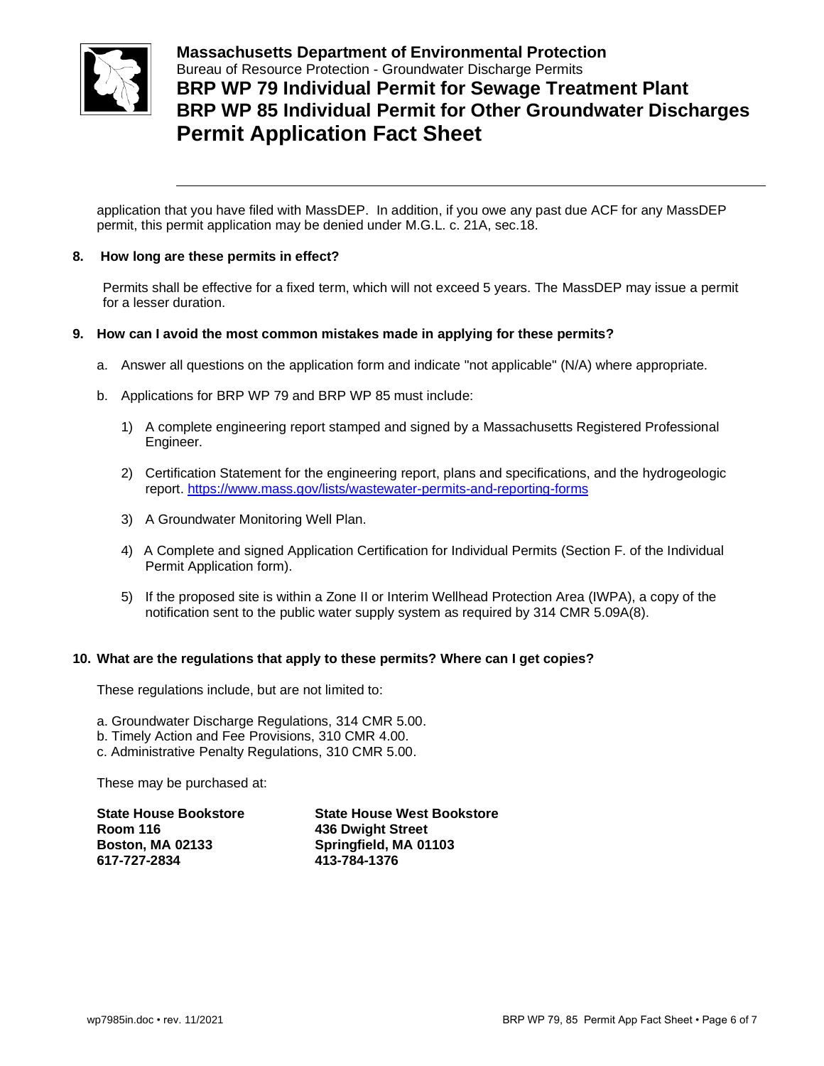application that you have filed with MassDEP. In addition, if you owe any past due ACF for any MassDEP permit, this permit application may be denied under M.G.L. c. 21A, sec.18.

**8. How long are these permits in effect?**

Permits shall be effective for a fixed term, which will not exceed 5 years. The MassDEP may issue a permit for a lesser duration.

**9. How can I avoid the most common mistakes made in applying for these permits?**

a. Answer all questions on the application form and indicate "not applicable" (N/A) where appropriate.

b. Applications for BRP WP 79 and BRP WP 85 must include:

1) A complete engineering report stamped and signed by a Massachusetts Registered Professional Engineer.

2) Certification Statement for the engineering report, plans and specifications, and the hydrogeologic report. https://www.mass.gov/lists/wastewater-permits-and-reporting-forms

3) A Groundwater Monitoring Well Plan.

4) A Complete and signed Application Certification for Individual Permits (Section F. of the Individual Permit Application form).

5) If the proposed site is within a Zone II or Interim Wellhead Protection Area (IWPA), a copy of the notification sent to the public water supply system as required by 314 CMR 5.09A(8).

**10. What are the regulations that apply to these permits? Where can I get copies?**

These regulations include, but are not limited to:

a. Groundwater Discharge Regulations, 314 CMR 5.00.
b. Timely Action and Fee Provisions, 310 CMR 4.00.
c. Administrative Penalty Regulations, 310 CMR 5.00.

These may be purchased at:

**State House Bookstore**
**Room 116**
**Boston, MA 02133**
**617-727-2834**

**State House West Bookstore**
**436 Dwight Street**
**Springfield, MA 01103**
**413-784-1376**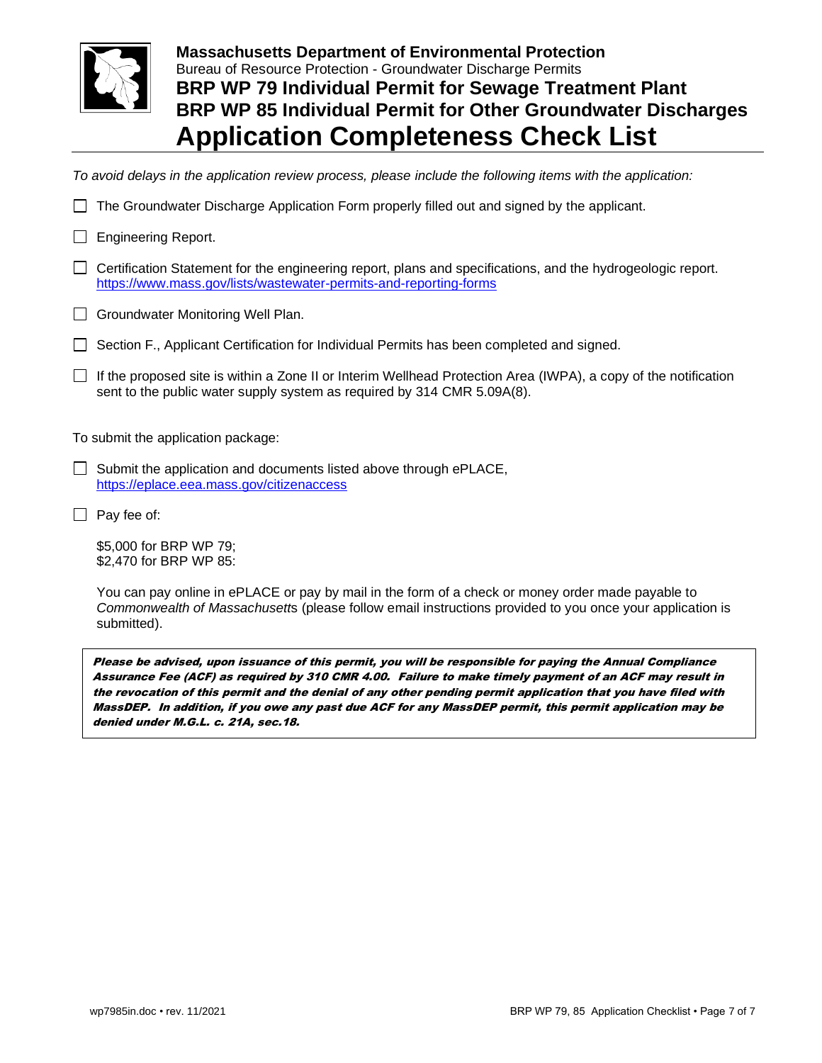**Massachusetts Department of Environmental Protection**
Bureau of Resource Protection - Groundwater Discharge Permits

**BRP WP 79 Individual Permit for Sewage Treatment Plant**
**BRP WP 85 Individual Permit for Other Groundwater Discharges**

# Application Completeness Check List

*To avoid delays in the application review process, please include the following items with the application:*

- ☐ The Groundwater Discharge Application Form properly filled out and signed by the applicant.
- ☐ Engineering Report.
- ☐ Certification Statement for the engineering report, plans and specifications, and the hydrogeologic report. https://www.mass.gov/lists/wastewater-permits-and-reporting-forms
- ☐ Groundwater Monitoring Well Plan.
- ☐ Section F., Applicant Certification for Individual Permits has been completed and signed.
- ☐ If the proposed site is within a Zone II or Interim Wellhead Protection Area (IWPA), a copy of the notification sent to the public water supply system as required by 314 CMR 5.09A(8).

To submit the application package:

- ☐ Submit the application and documents listed above through ePLACE, https://eplace.eea.mass.gov/citizenaccess
- ☐ Pay fee of:

  $5,000 for BRP WP 79;
  $2,470 for BRP WP 85:

  You can pay online in ePLACE or pay by mail in the form of a check or money order made payable to *Commonwealth of Massachusett*s (please follow email instructions provided to you once your application is submitted).

***Please be advised, upon issuance of this permit, you will be responsible for paying the Annual Compliance Assurance Fee (ACF) as required by 310 CMR 4.00. Failure to make timely payment of an ACF may result in the revocation of this permit and the denial of any other pending permit application that you have filed with MassDEP. In addition, if you owe any past due ACF for any MassDEP permit, this permit application may be denied under M.G.L. c. 21A, sec.18.***